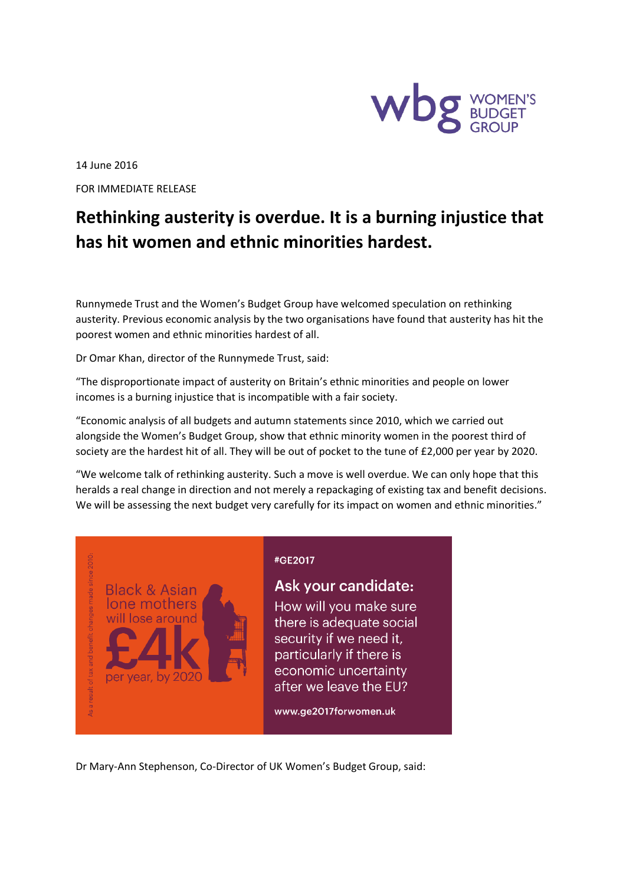14 June 2016

FOR IMMEDIATE RELEASE

# Rethinking austerity is overdue. It is a burning injustice that has hit women and ethnic minorities hardest.

Runnymede Trust and the Women's Budget Group have welcomed speculation on rethinking austerity. Previous economic analysis by the two organisations have found that austerity has hit the poorest women and ethnic minorities hardest of all.

Dr Omar Khan, director of the Runnymede Trust, said:

"The disproportionate impact of austerity on Britain's ethnic minorities and people on lower incomes is a burning injustice that is incompatible with a fair society.

"Economic analysis of all budgets and autumn statements since 2010, which we carried out alongside the Women's Budget Group, show that ethnic minority women in the poorest third of society are the hardest hit of all. They will be out of pocket to the tune of £2,000 per year by 2020.

"We welcome talk of rethinking austerity. Such a move is well overdue. We can only hope that this heralds a real change in direction and not merely a repackaging of existing tax and benefit decisions. We will be assessing the next budget very carefully for its impact on women and ethnic minorities."

As a result of tax and benefit changes made since 2010:

Black & Asian lone mothers will lose around £4k per year, by 2020

#GE2017

**Ask your candidate:**

How will you make sure there is adequate social security if we need it, particularly if there is economic uncertainty after we leave the EU?

www.ge2017forwomen.uk

Dr Mary-Ann Stephenson, Co-Director of UK Women's Budget Group, said: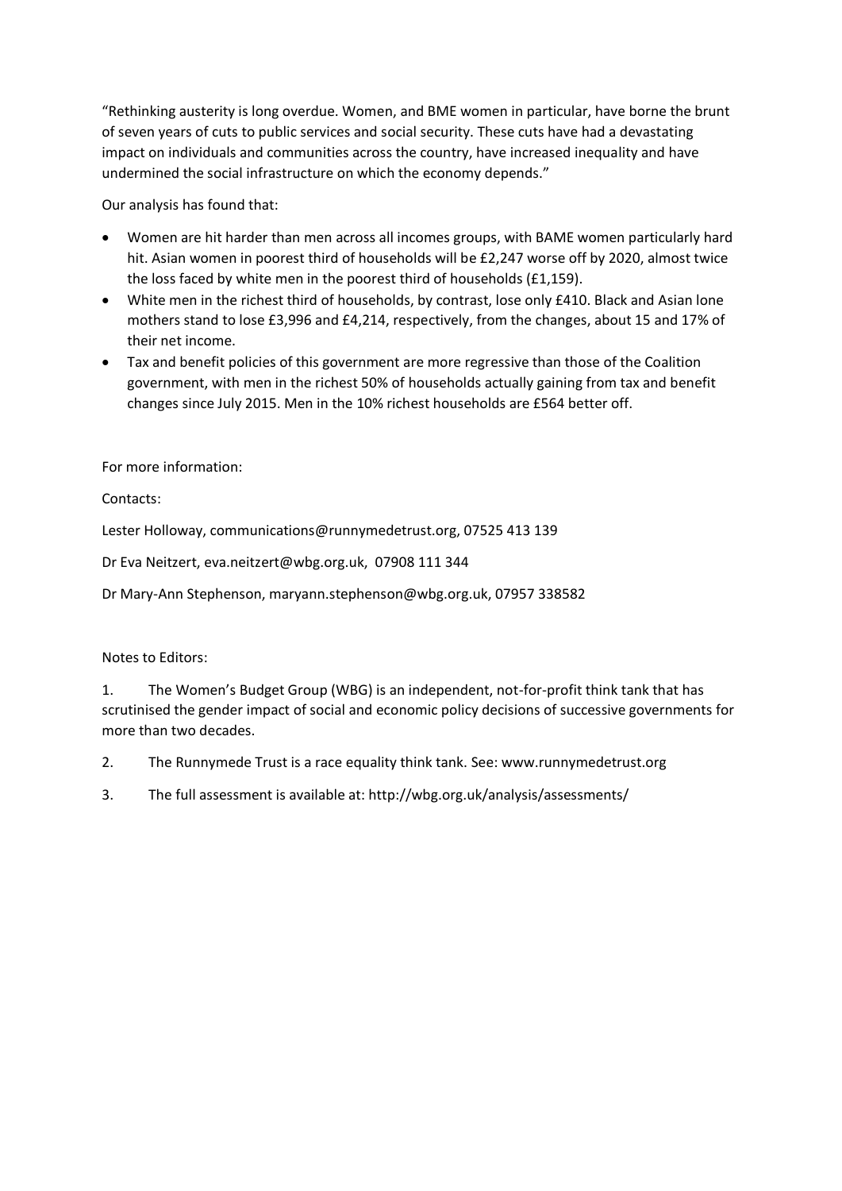"Rethinking austerity is long overdue. Women, and BME women in particular, have borne the brunt of seven years of cuts to public services and social security. These cuts have had a devastating impact on individuals and communities across the country, have increased inequality and have undermined the social infrastructure on which the economy depends."

Our analysis has found that:

- Women are hit harder than men across all incomes groups, with BAME women particularly hard hit. Asian women in poorest third of households will be £2,247 worse off by 2020, almost twice the loss faced by white men in the poorest third of households (£1,159).
- White men in the richest third of households, by contrast, lose only £410. Black and Asian lone mothers stand to lose £3,996 and £4,214, respectively, from the changes, about 15 and 17% of their net income.
- Tax and benefit policies of this government are more regressive than those of the Coalition government, with men in the richest 50% of households actually gaining from tax and benefit changes since July 2015. Men in the 10% richest households are £564 better off.

For more information:

Contacts:

Lester Holloway, communications@runnymedetrust.org, 07525 413 139

Dr Eva Neitzert, eva.neitzert@wbg.org.uk, 07908 111 344

Dr Mary-Ann Stephenson, maryann.stephenson@wbg.org.uk, 07957 338582

Notes to Editors:

1. The Women's Budget Group (WBG) is an independent, not-for-profit think tank that has scrutinised the gender impact of social and economic policy decisions of successive governments for more than two decades.

2. The Runnymede Trust is a race equality think tank. See: www.runnymedetrust.org

3. The full assessment is available at: http://wbg.org.uk/analysis/assessments/